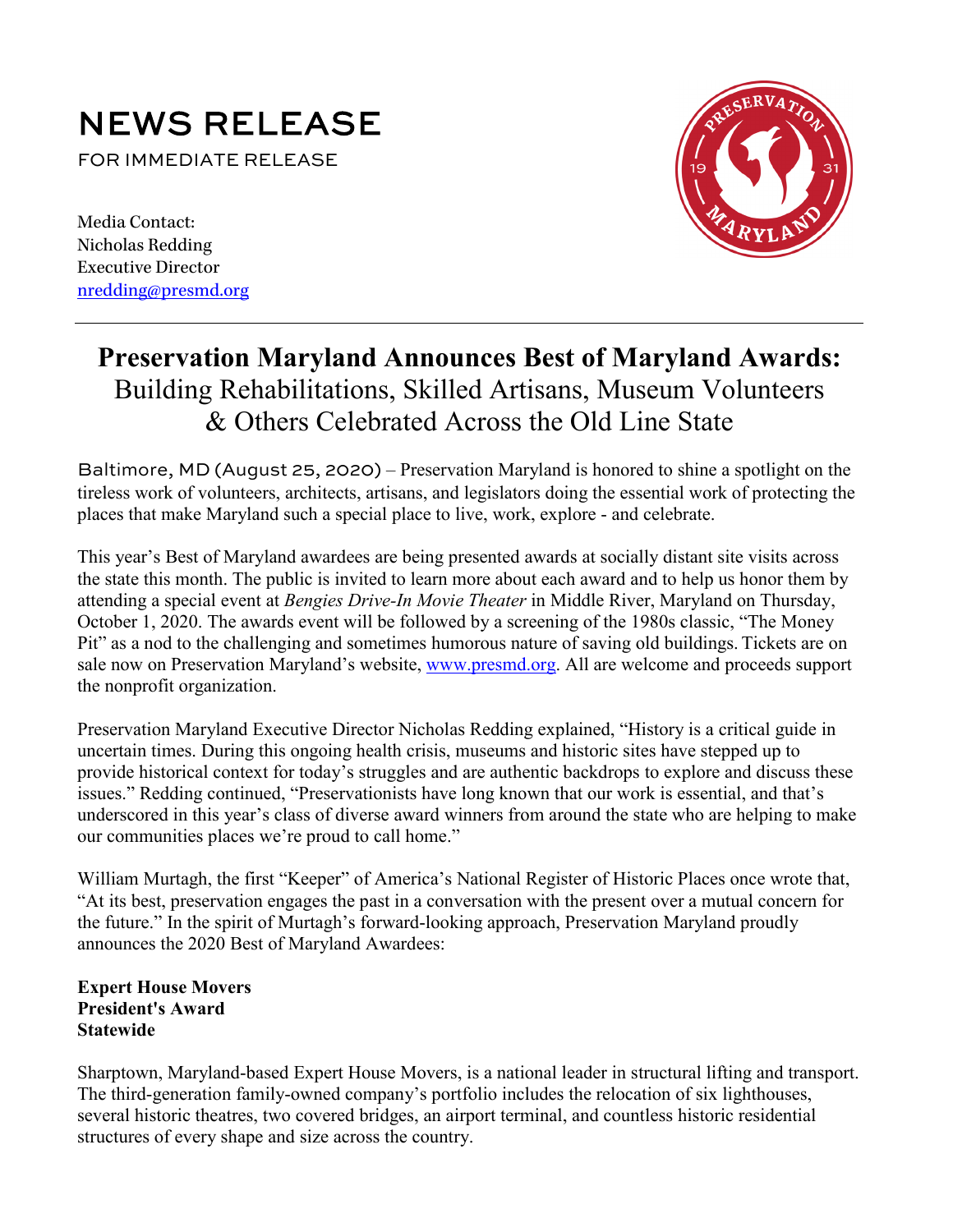# NEWS RELEASE

FOR IMMEDIATE RELEASE

Media Contact:
Nicholas Redding
Executive Director
nredding@presmd.org

## Preservation Maryland Announces Best of Maryland Awards:

Building Rehabilitations, Skilled Artisans, Museum Volunteers & Others Celebrated Across the Old Line State

Baltimore, MD (August 25, 2020) – Preservation Maryland is honored to shine a spotlight on the tireless work of volunteers, architects, artisans, and legislators doing the essential work of protecting the places that make Maryland such a special place to live, work, explore - and celebrate.

This year's Best of Maryland awardees are being presented awards at socially distant site visits across the state this month. The public is invited to learn more about each award and to help us honor them by attending a special event at *Bengies Drive-In Movie Theater* in Middle River, Maryland on Thursday, October 1, 2020. The awards event will be followed by a screening of the 1980s classic, "The Money Pit" as a nod to the challenging and sometimes humorous nature of saving old buildings. Tickets are on sale now on Preservation Maryland's website, www.presmd.org. All are welcome and proceeds support the nonprofit organization.

Preservation Maryland Executive Director Nicholas Redding explained, "History is a critical guide in uncertain times. During this ongoing health crisis, museums and historic sites have stepped up to provide historical context for today's struggles and are authentic backdrops to explore and discuss these issues." Redding continued, "Preservationists have long known that our work is essential, and that's underscored in this year's class of diverse award winners from around the state who are helping to make our communities places we're proud to call home."

William Murtagh, the first "Keeper" of America's National Register of Historic Places once wrote that, "At its best, preservation engages the past in a conversation with the present over a mutual concern for the future." In the spirit of Murtagh's forward-looking approach, Preservation Maryland proudly announces the 2020 Best of Maryland Awardees:

**Expert House Movers**
**President's Award**
**Statewide**

Sharptown, Maryland-based Expert House Movers, is a national leader in structural lifting and transport. The third-generation family-owned company's portfolio includes the relocation of six lighthouses, several historic theatres, two covered bridges, an airport terminal, and countless historic residential structures of every shape and size across the country.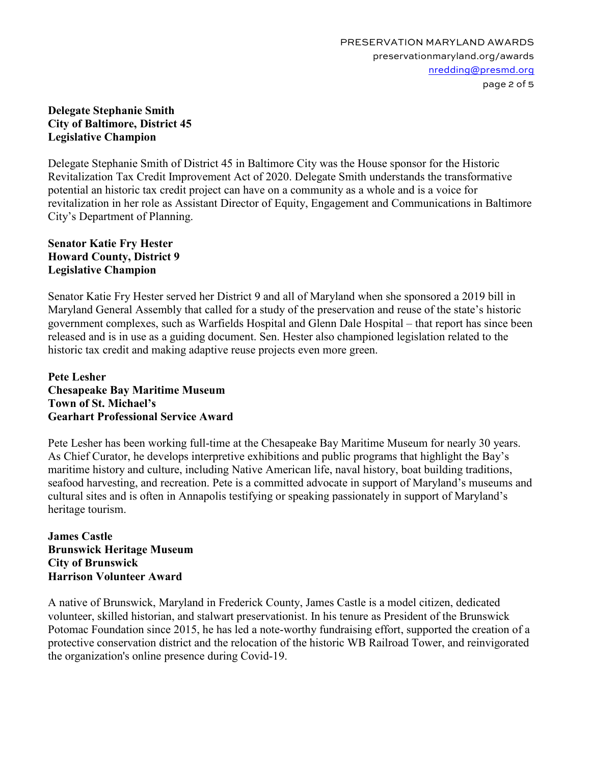**Delegate Stephanie Smith**
**City of Baltimore, District 45**
**Legislative Champion**

Delegate Stephanie Smith of District 45 in Baltimore City was the House sponsor for the Historic Revitalization Tax Credit Improvement Act of 2020. Delegate Smith understands the transformative potential an historic tax credit project can have on a community as a whole and is a voice for revitalization in her role as Assistant Director of Equity, Engagement and Communications in Baltimore City's Department of Planning.

**Senator Katie Fry Hester**
**Howard County, District 9**
**Legislative Champion**

Senator Katie Fry Hester served her District 9 and all of Maryland when she sponsored a 2019 bill in Maryland General Assembly that called for a study of the preservation and reuse of the state's historic government complexes, such as Warfields Hospital and Glenn Dale Hospital – that report has since been released and is in use as a guiding document. Sen. Hester also championed legislation related to the historic tax credit and making adaptive reuse projects even more green.

**Pete Lesher**
**Chesapeake Bay Maritime Museum**
**Town of St. Michael's**
**Gearhart Professional Service Award**

Pete Lesher has been working full-time at the Chesapeake Bay Maritime Museum for nearly 30 years. As Chief Curator, he develops interpretive exhibitions and public programs that highlight the Bay's maritime history and culture, including Native American life, naval history, boat building traditions, seafood harvesting, and recreation. Pete is a committed advocate in support of Maryland's museums and cultural sites and is often in Annapolis testifying or speaking passionately in support of Maryland's heritage tourism.

**James Castle**
**Brunswick Heritage Museum**
**City of Brunswick**
**Harrison Volunteer Award**

A native of Brunswick, Maryland in Frederick County, James Castle is a model citizen, dedicated volunteer, skilled historian, and stalwart preservationist. In his tenure as President of the Brunswick Potomac Foundation since 2015, he has led a note-worthy fundraising effort, supported the creation of a protective conservation district and the relocation of the historic WB Railroad Tower, and reinvigorated the organization's online presence during Covid-19.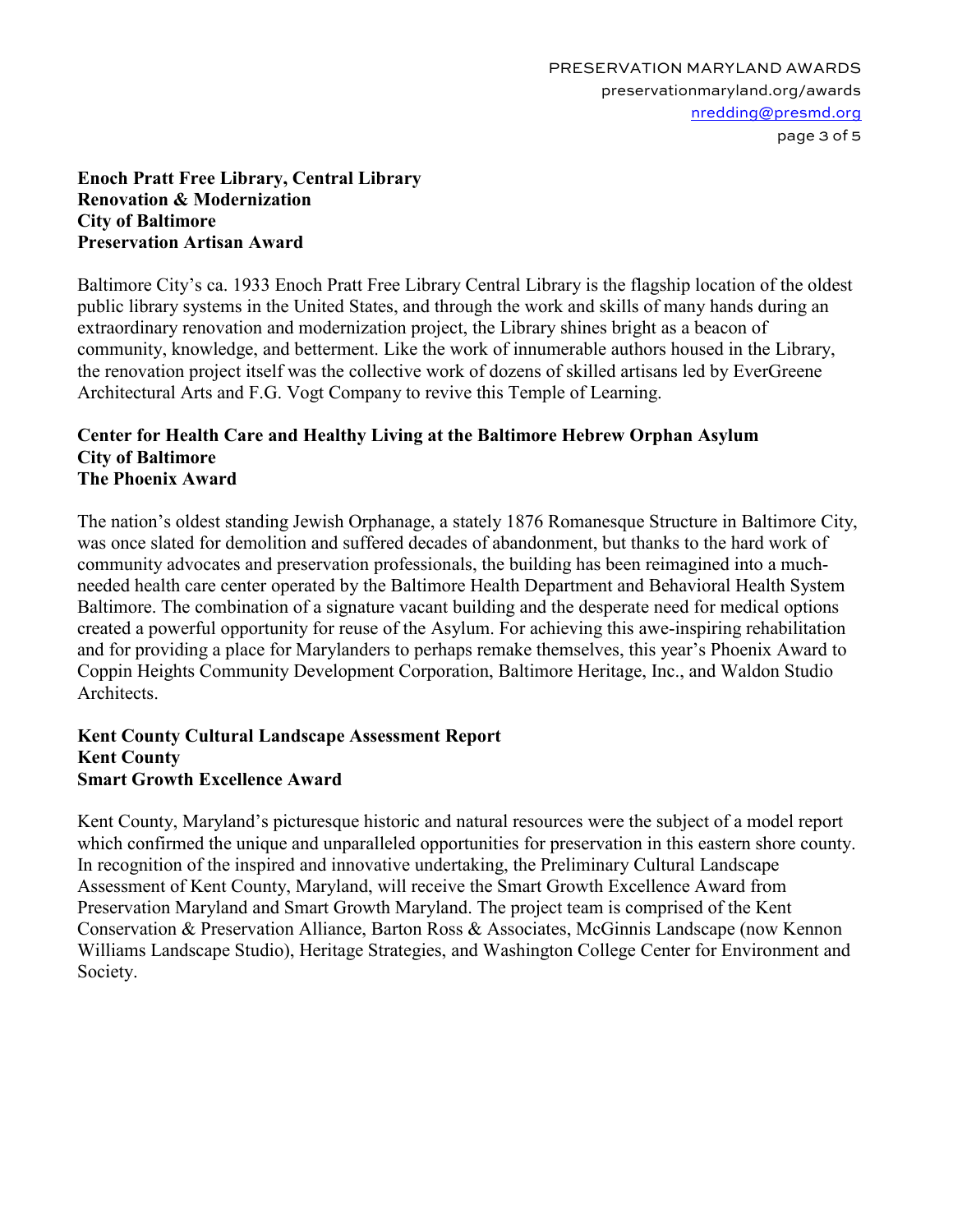**Enoch Pratt Free Library, Central Library**
**Renovation & Modernization**
**City of Baltimore**
**Preservation Artisan Award**

Baltimore City's ca. 1933 Enoch Pratt Free Library Central Library is the flagship location of the oldest public library systems in the United States, and through the work and skills of many hands during an extraordinary renovation and modernization project, the Library shines bright as a beacon of community, knowledge, and betterment. Like the work of innumerable authors housed in the Library, the renovation project itself was the collective work of dozens of skilled artisans led by EverGreene Architectural Arts and F.G. Vogt Company to revive this Temple of Learning.

**Center for Health Care and Healthy Living at the Baltimore Hebrew Orphan Asylum**
**City of Baltimore**
**The Phoenix Award**

The nation's oldest standing Jewish Orphanage, a stately 1876 Romanesque Structure in Baltimore City, was once slated for demolition and suffered decades of abandonment, but thanks to the hard work of community advocates and preservation professionals, the building has been reimagined into a much-needed health care center operated by the Baltimore Health Department and Behavioral Health System Baltimore. The combination of a signature vacant building and the desperate need for medical options created a powerful opportunity for reuse of the Asylum. For achieving this awe-inspiring rehabilitation and for providing a place for Marylanders to perhaps remake themselves, this year's Phoenix Award to Coppin Heights Community Development Corporation, Baltimore Heritage, Inc., and Waldon Studio Architects.

**Kent County Cultural Landscape Assessment Report**
**Kent County**
**Smart Growth Excellence Award**

Kent County, Maryland's picturesque historic and natural resources were the subject of a model report which confirmed the unique and unparalleled opportunities for preservation in this eastern shore county. In recognition of the inspired and innovative undertaking, the Preliminary Cultural Landscape Assessment of Kent County, Maryland, will receive the Smart Growth Excellence Award from Preservation Maryland and Smart Growth Maryland. The project team is comprised of the Kent Conservation & Preservation Alliance, Barton Ross & Associates, McGinnis Landscape (now Kennon Williams Landscape Studio), Heritage Strategies, and Washington College Center for Environment and Society.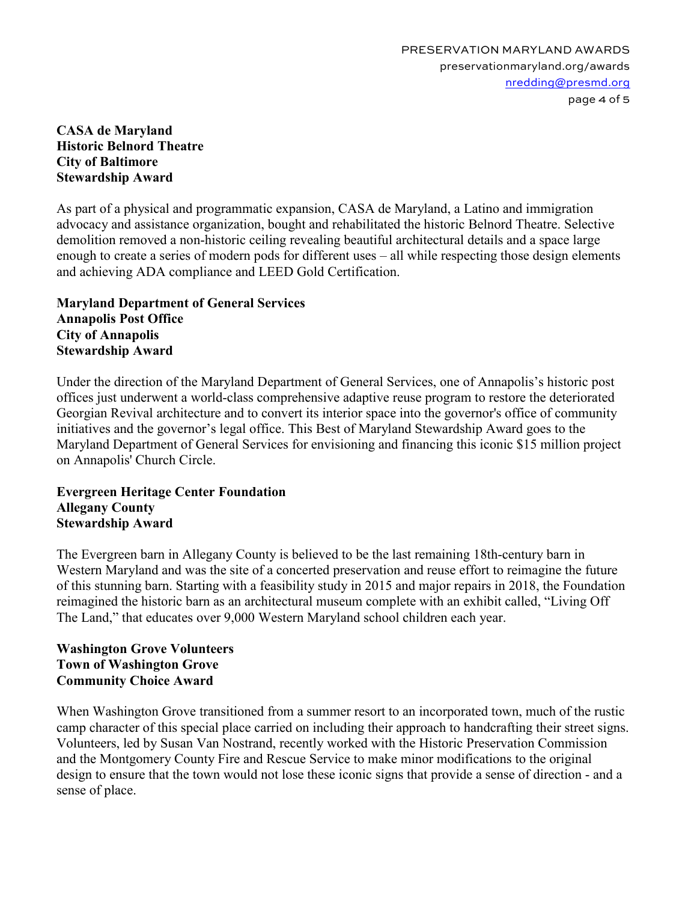**CASA de Maryland**
**Historic Belnord Theatre**
**City of Baltimore**
**Stewardship Award**

As part of a physical and programmatic expansion, CASA de Maryland, a Latino and immigration advocacy and assistance organization, bought and rehabilitated the historic Belnord Theatre. Selective demolition removed a non-historic ceiling revealing beautiful architectural details and a space large enough to create a series of modern pods for different uses – all while respecting those design elements and achieving ADA compliance and LEED Gold Certification.

**Maryland Department of General Services**
**Annapolis Post Office**
**City of Annapolis**
**Stewardship Award**

Under the direction of the Maryland Department of General Services, one of Annapolis's historic post offices just underwent a world-class comprehensive adaptive reuse program to restore the deteriorated Georgian Revival architecture and to convert its interior space into the governor's office of community initiatives and the governor's legal office. This Best of Maryland Stewardship Award goes to the Maryland Department of General Services for envisioning and financing this iconic $15 million project on Annapolis' Church Circle.

**Evergreen Heritage Center Foundation**
**Allegany County**
**Stewardship Award**

The Evergreen barn in Allegany County is believed to be the last remaining 18th-century barn in Western Maryland and was the site of a concerted preservation and reuse effort to reimagine the future of this stunning barn. Starting with a feasibility study in 2015 and major repairs in 2018, the Foundation reimagined the historic barn as an architectural museum complete with an exhibit called, "Living Off The Land," that educates over 9,000 Western Maryland school children each year.

**Washington Grove Volunteers**
**Town of Washington Grove**
**Community Choice Award**

When Washington Grove transitioned from a summer resort to an incorporated town, much of the rustic camp character of this special place carried on including their approach to handcrafting their street signs. Volunteers, led by Susan Van Nostrand, recently worked with the Historic Preservation Commission and the Montgomery County Fire and Rescue Service to make minor modifications to the original design to ensure that the town would not lose these iconic signs that provide a sense of direction - and a sense of place.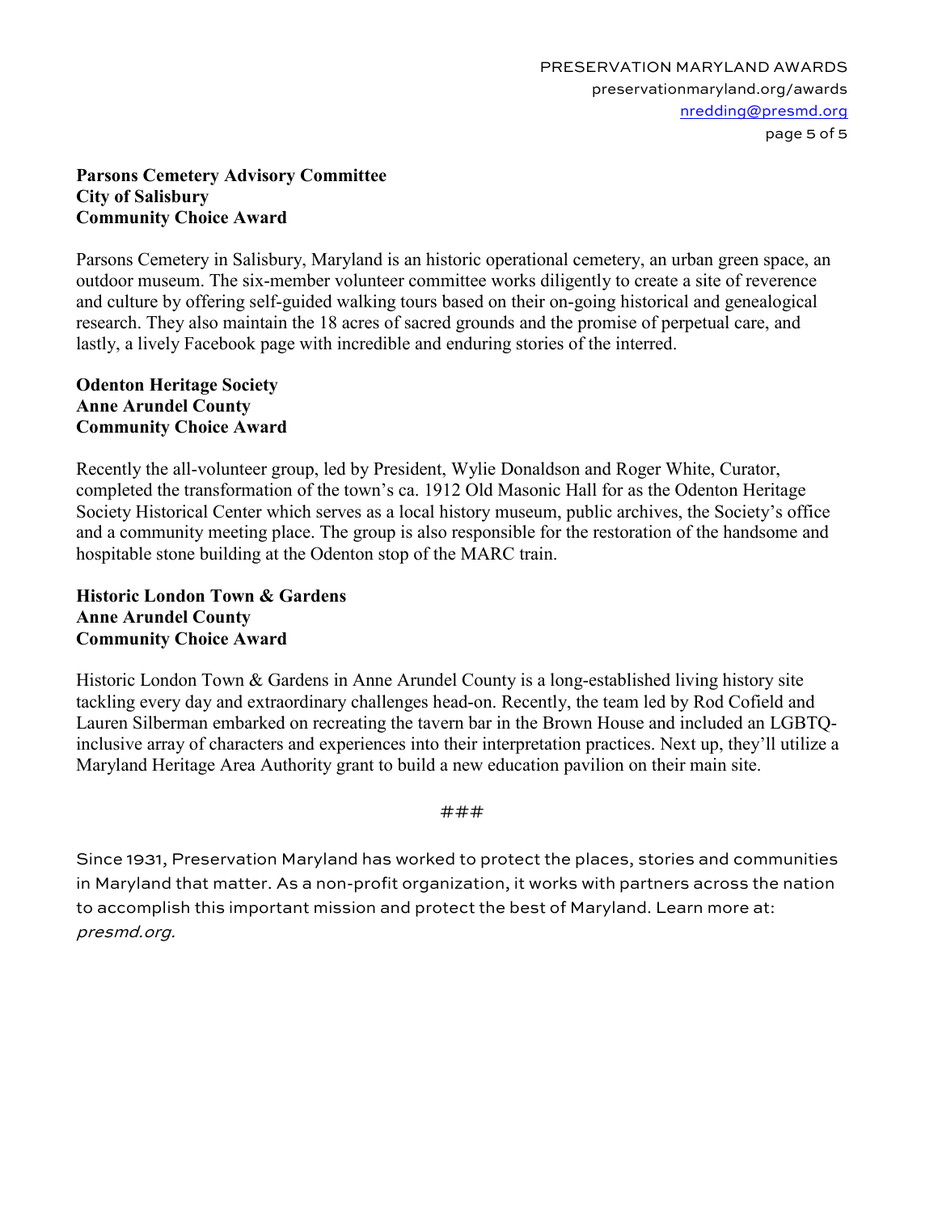**Parsons Cemetery Advisory Committee**
**City of Salisbury**
**Community Choice Award**

Parsons Cemetery in Salisbury, Maryland is an historic operational cemetery, an urban green space, an outdoor museum. The six-member volunteer committee works diligently to create a site of reverence and culture by offering self-guided walking tours based on their on-going historical and genealogical research. They also maintain the 18 acres of sacred grounds and the promise of perpetual care, and lastly, a lively Facebook page with incredible and enduring stories of the interred.

**Odenton Heritage Society**
**Anne Arundel County**
**Community Choice Award**

Recently the all-volunteer group, led by President, Wylie Donaldson and Roger White, Curator, completed the transformation of the town's ca. 1912 Old Masonic Hall for as the Odenton Heritage Society Historical Center which serves as a local history museum, public archives, the Society's office and a community meeting place. The group is also responsible for the restoration of the handsome and hospitable stone building at the Odenton stop of the MARC train.

**Historic London Town & Gardens**
**Anne Arundel County**
**Community Choice Award**

Historic London Town & Gardens in Anne Arundel County is a long-established living history site tackling every day and extraordinary challenges head-on. Recently, the team led by Rod Cofield and Lauren Silberman embarked on recreating the tavern bar in the Brown House and included an LGBTQ-inclusive array of characters and experiences into their interpretation practices. Next up, they'll utilize a Maryland Heritage Area Authority grant to build a new education pavilion on their main site.

###

Since 1931, Preservation Maryland has worked to protect the places, stories and communities in Maryland that matter. As a non-profit organization, it works with partners across the nation to accomplish this important mission and protect the best of Maryland. Learn more at: *presmd.org.*